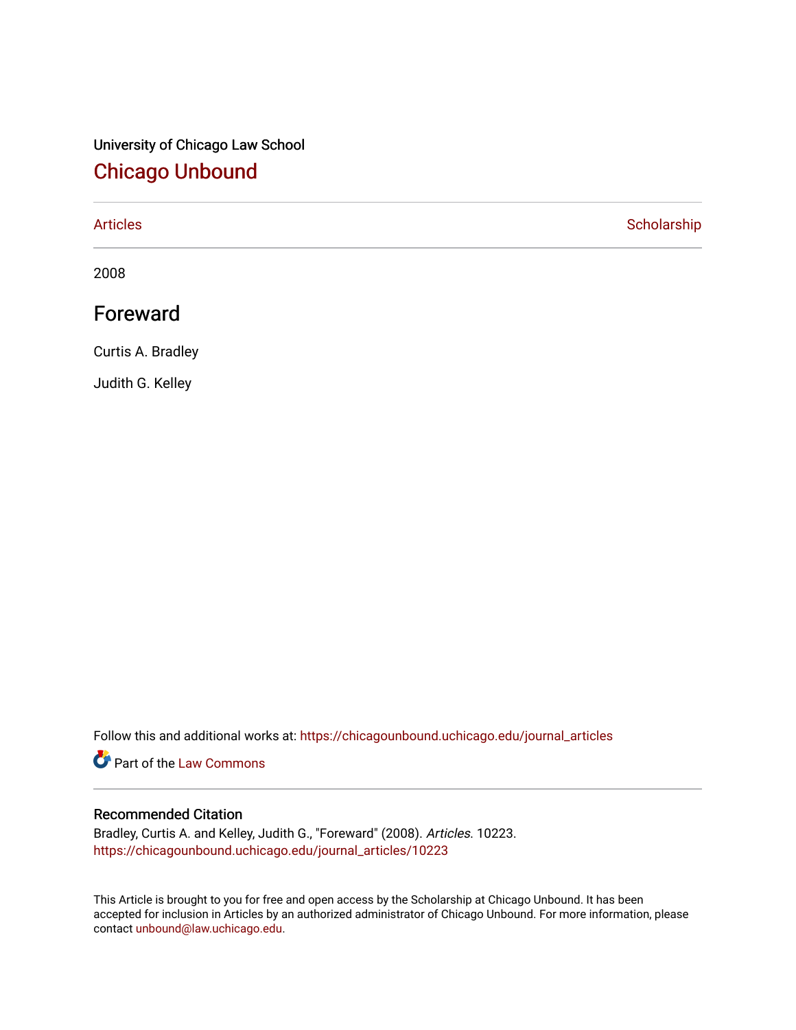University of Chicago Law School

# Chicago Unbound

Articles | Scholarship

2008

## Foreward

Curtis A. Bradley

Judith G. Kelley

Follow this and additional works at: https://chicagounbound.uchicago.edu/journal_articles

Part of the Law Commons

### Recommended Citation

Bradley, Curtis A. and Kelley, Judith G., "Foreward" (2008). *Articles*. 10223.
https://chicagounbound.uchicago.edu/journal_articles/10223

This Article is brought to you for free and open access by the Scholarship at Chicago Unbound. It has been accepted for inclusion in Articles by an authorized administrator of Chicago Unbound. For more information, please contact unbound@law.uchicago.edu.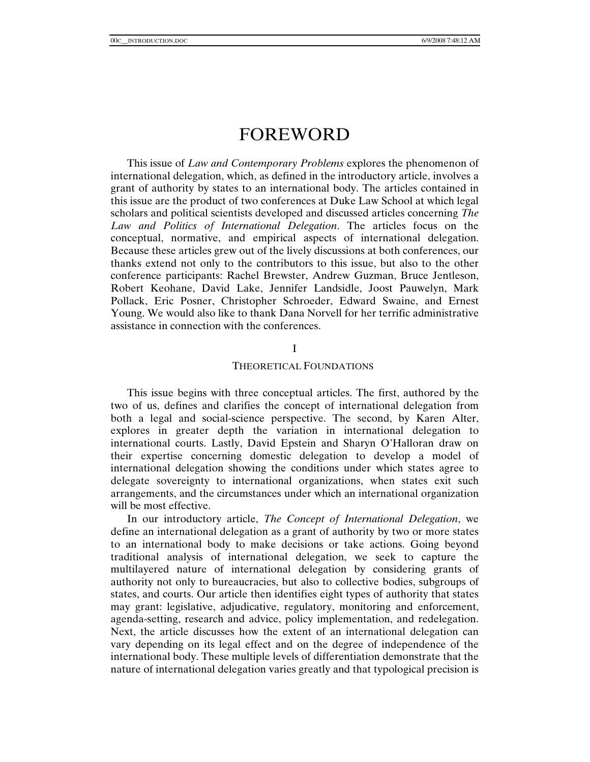# FOREWORD

This issue of *Law and Contemporary Problems* explores the phenomenon of international delegation, which, as defined in the introductory article, involves a grant of authority by states to an international body. The articles contained in this issue are the product of two conferences at Duke Law School at which legal scholars and political scientists developed and discussed articles concerning *The Law and Politics of International Delegation*. The articles focus on the conceptual, normative, and empirical aspects of international delegation. Because these articles grew out of the lively discussions at both conferences, our thanks extend not only to the contributors to this issue, but also to the other conference participants: Rachel Brewster, Andrew Guzman, Bruce Jentleson, Robert Keohane, David Lake, Jennifer Landsidle, Joost Pauwelyn, Mark Pollack, Eric Posner, Christopher Schroeder, Edward Swaine, and Ernest Young. We would also like to thank Dana Norvell for her terrific administrative assistance in connection with the conferences.

## I

## THEORETICAL FOUNDATIONS

This issue begins with three conceptual articles. The first, authored by the two of us, defines and clarifies the concept of international delegation from both a legal and social-science perspective. The second, by Karen Alter, explores in greater depth the variation in international delegation to international courts. Lastly, David Epstein and Sharyn O'Halloran draw on their expertise concerning domestic delegation to develop a model of international delegation showing the conditions under which states agree to delegate sovereignty to international organizations, when states exit such arrangements, and the circumstances under which an international organization will be most effective.

In our introductory article, *The Concept of International Delegation*, we define an international delegation as a grant of authority by two or more states to an international body to make decisions or take actions. Going beyond traditional analysis of international delegation, we seek to capture the multilayered nature of international delegation by considering grants of authority not only to bureaucracies, but also to collective bodies, subgroups of states, and courts. Our article then identifies eight types of authority that states may grant: legislative, adjudicative, regulatory, monitoring and enforcement, agenda-setting, research and advice, policy implementation, and redelegation. Next, the article discusses how the extent of an international delegation can vary depending on its legal effect and on the degree of independence of the international body. These multiple levels of differentiation demonstrate that the nature of international delegation varies greatly and that typological precision is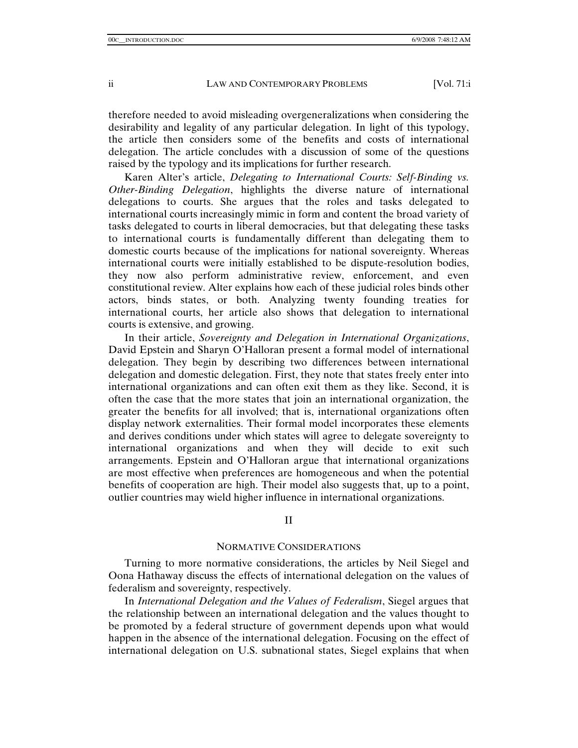therefore needed to avoid misleading overgeneralizations when considering the desirability and legality of any particular delegation. In light of this typology, the article then considers some of the benefits and costs of international delegation. The article concludes with a discussion of some of the questions raised by the typology and its implications for further research.

Karen Alter's article, *Delegating to International Courts: Self-Binding vs. Other-Binding Delegation*, highlights the diverse nature of international delegations to courts. She argues that the roles and tasks delegated to international courts increasingly mimic in form and content the broad variety of tasks delegated to courts in liberal democracies, but that delegating these tasks to international courts is fundamentally different than delegating them to domestic courts because of the implications for national sovereignty. Whereas international courts were initially established to be dispute-resolution bodies, they now also perform administrative review, enforcement, and even constitutional review. Alter explains how each of these judicial roles binds other actors, binds states, or both. Analyzing twenty founding treaties for international courts, her article also shows that delegation to international courts is extensive, and growing.

In their article, *Sovereignty and Delegation in International Organizations*, David Epstein and Sharyn O'Halloran present a formal model of international delegation. They begin by describing two differences between international delegation and domestic delegation. First, they note that states freely enter into international organizations and can often exit them as they like. Second, it is often the case that the more states that join an international organization, the greater the benefits for all involved; that is, international organizations often display network externalities. Their formal model incorporates these elements and derives conditions under which states will agree to delegate sovereignty to international organizations and when they will decide to exit such arrangements. Epstein and O'Halloran argue that international organizations are most effective when preferences are homogeneous and when the potential benefits of cooperation are high. Their model also suggests that, up to a point, outlier countries may wield higher influence in international organizations.

## II

## NORMATIVE CONSIDERATIONS

Turning to more normative considerations, the articles by Neil Siegel and Oona Hathaway discuss the effects of international delegation on the values of federalism and sovereignty, respectively.

In *International Delegation and the Values of Federalism*, Siegel argues that the relationship between an international delegation and the values thought to be promoted by a federal structure of government depends upon what would happen in the absence of the international delegation. Focusing on the effect of international delegation on U.S. subnational states, Siegel explains that when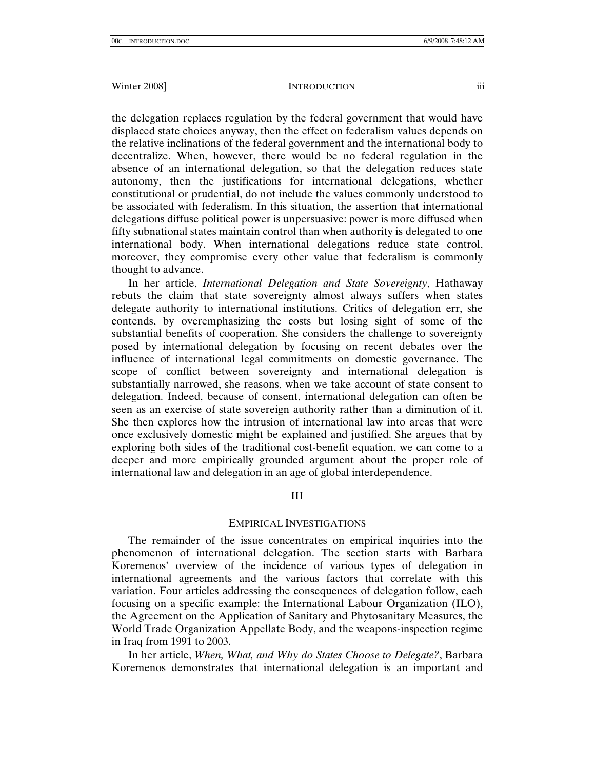the delegation replaces regulation by the federal government that would have displaced state choices anyway, then the effect on federalism values depends on the relative inclinations of the federal government and the international body to decentralize. When, however, there would be no federal regulation in the absence of an international delegation, so that the delegation reduces state autonomy, then the justifications for international delegations, whether constitutional or prudential, do not include the values commonly understood to be associated with federalism. In this situation, the assertion that international delegations diffuse political power is unpersuasive: power is more diffused when fifty subnational states maintain control than when authority is delegated to one international body. When international delegations reduce state control, moreover, they compromise every other value that federalism is commonly thought to advance.

In her article, *International Delegation and State Sovereignty*, Hathaway rebuts the claim that state sovereignty almost always suffers when states delegate authority to international institutions. Critics of delegation err, she contends, by overemphasizing the costs but losing sight of some of the substantial benefits of cooperation. She considers the challenge to sovereignty posed by international delegation by focusing on recent debates over the influence of international legal commitments on domestic governance. The scope of conflict between sovereignty and international delegation is substantially narrowed, she reasons, when we take account of state consent to delegation. Indeed, because of consent, international delegation can often be seen as an exercise of state sovereign authority rather than a diminution of it. She then explores how the intrusion of international law into areas that were once exclusively domestic might be explained and justified. She argues that by exploring both sides of the traditional cost-benefit equation, we can come to a deeper and more empirically grounded argument about the proper role of international law and delegation in an age of global interdependence.

## III

## EMPIRICAL INVESTIGATIONS

The remainder of the issue concentrates on empirical inquiries into the phenomenon of international delegation. The section starts with Barbara Koremenos' overview of the incidence of various types of delegation in international agreements and the various factors that correlate with this variation. Four articles addressing the consequences of delegation follow, each focusing on a specific example: the International Labour Organization (ILO), the Agreement on the Application of Sanitary and Phytosanitary Measures, the World Trade Organization Appellate Body, and the weapons-inspection regime in Iraq from 1991 to 2003.

In her article, *When, What, and Why do States Choose to Delegate?*, Barbara Koremenos demonstrates that international delegation is an important and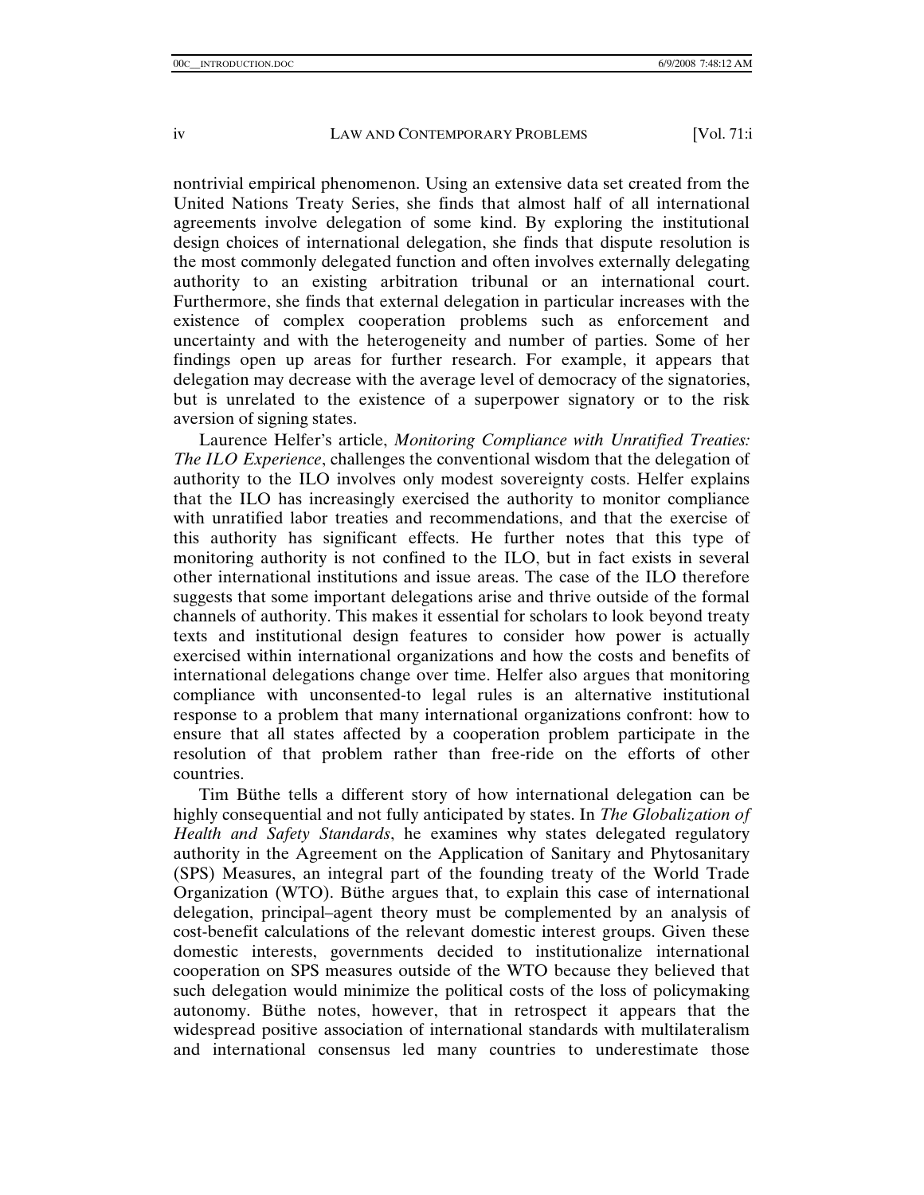nontrivial empirical phenomenon. Using an extensive data set created from the United Nations Treaty Series, she finds that almost half of all international agreements involve delegation of some kind. By exploring the institutional design choices of international delegation, she finds that dispute resolution is the most commonly delegated function and often involves externally delegating authority to an existing arbitration tribunal or an international court. Furthermore, she finds that external delegation in particular increases with the existence of complex cooperation problems such as enforcement and uncertainty and with the heterogeneity and number of parties. Some of her findings open up areas for further research. For example, it appears that delegation may decrease with the average level of democracy of the signatories, but is unrelated to the existence of a superpower signatory or to the risk aversion of signing states.

Laurence Helfer's article, *Monitoring Compliance with Unratified Treaties: The ILO Experience*, challenges the conventional wisdom that the delegation of authority to the ILO involves only modest sovereignty costs. Helfer explains that the ILO has increasingly exercised the authority to monitor compliance with unratified labor treaties and recommendations, and that the exercise of this authority has significant effects. He further notes that this type of monitoring authority is not confined to the ILO, but in fact exists in several other international institutions and issue areas. The case of the ILO therefore suggests that some important delegations arise and thrive outside of the formal channels of authority. This makes it essential for scholars to look beyond treaty texts and institutional design features to consider how power is actually exercised within international organizations and how the costs and benefits of international delegations change over time. Helfer also argues that monitoring compliance with unconsented-to legal rules is an alternative institutional response to a problem that many international organizations confront: how to ensure that all states affected by a cooperation problem participate in the resolution of that problem rather than free-ride on the efforts of other countries.

Tim Büthe tells a different story of how international delegation can be highly consequential and not fully anticipated by states. In *The Globalization of Health and Safety Standards*, he examines why states delegated regulatory authority in the Agreement on the Application of Sanitary and Phytosanitary (SPS) Measures, an integral part of the founding treaty of the World Trade Organization (WTO). Büthe argues that, to explain this case of international delegation, principal–agent theory must be complemented by an analysis of cost-benefit calculations of the relevant domestic interest groups. Given these domestic interests, governments decided to institutionalize international cooperation on SPS measures outside of the WTO because they believed that such delegation would minimize the political costs of the loss of policymaking autonomy. Büthe notes, however, that in retrospect it appears that the widespread positive association of international standards with multilateralism and international consensus led many countries to underestimate those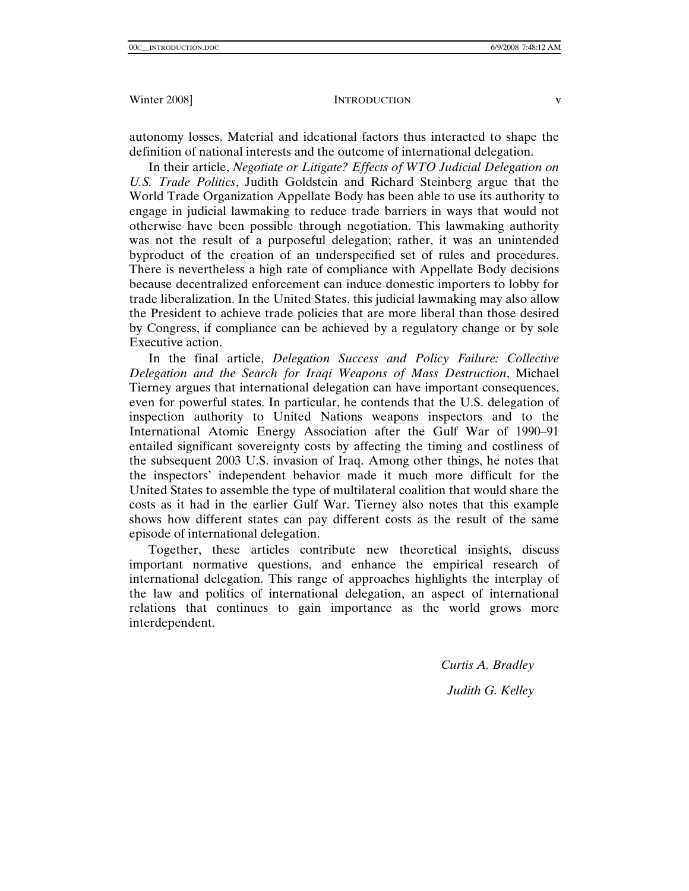autonomy losses. Material and ideational factors thus interacted to shape the definition of national interests and the outcome of international delegation.

In their article, *Negotiate or Litigate? Effects of WTO Judicial Delegation on U.S. Trade Politics*, Judith Goldstein and Richard Steinberg argue that the World Trade Organization Appellate Body has been able to use its authority to engage in judicial lawmaking to reduce trade barriers in ways that would not otherwise have been possible through negotiation. This lawmaking authority was not the result of a purposeful delegation; rather, it was an unintended byproduct of the creation of an underspecified set of rules and procedures. There is nevertheless a high rate of compliance with Appellate Body decisions because decentralized enforcement can induce domestic importers to lobby for trade liberalization. In the United States, this judicial lawmaking may also allow the President to achieve trade policies that are more liberal than those desired by Congress, if compliance can be achieved by a regulatory change or by sole Executive action.

In the final article, *Delegation Success and Policy Failure: Collective Delegation and the Search for Iraqi Weapons of Mass Destruction*, Michael Tierney argues that international delegation can have important consequences, even for powerful states. In particular, he contends that the U.S. delegation of inspection authority to United Nations weapons inspectors and to the International Atomic Energy Association after the Gulf War of 1990–91 entailed significant sovereignty costs by affecting the timing and costliness of the subsequent 2003 U.S. invasion of Iraq. Among other things, he notes that the inspectors' independent behavior made it much more difficult for the United States to assemble the type of multilateral coalition that would share the costs as it had in the earlier Gulf War. Tierney also notes that this example shows how different states can pay different costs as the result of the same episode of international delegation.

Together, these articles contribute new theoretical insights, discuss important normative questions, and enhance the empirical research of international delegation. This range of approaches highlights the interplay of the law and politics of international delegation, an aspect of international relations that continues to gain importance as the world grows more interdependent.

*Curtis A. Bradley*

*Judith G. Kelley*